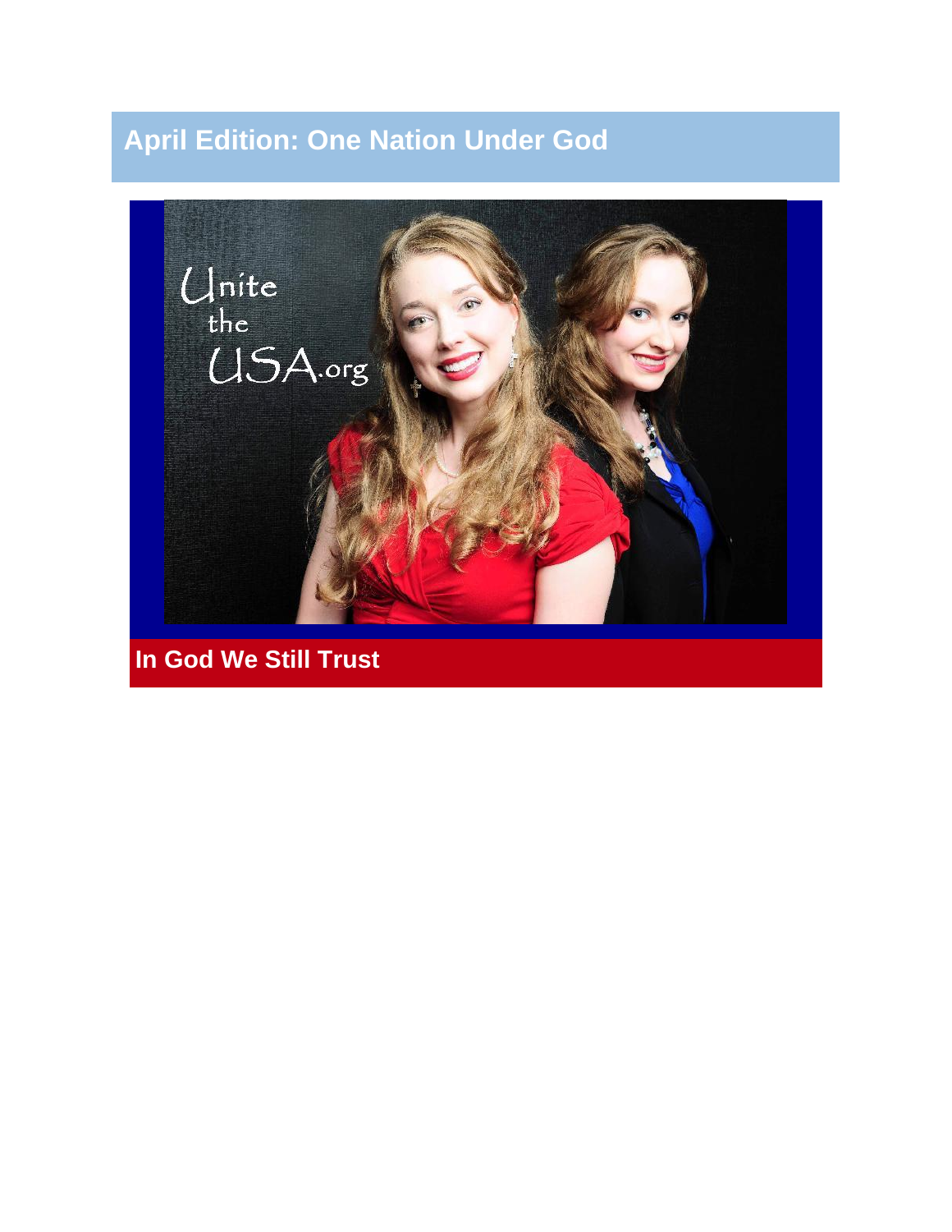# April Edition: One Nation Under God

Unite the USA.org

## In God We Still Trust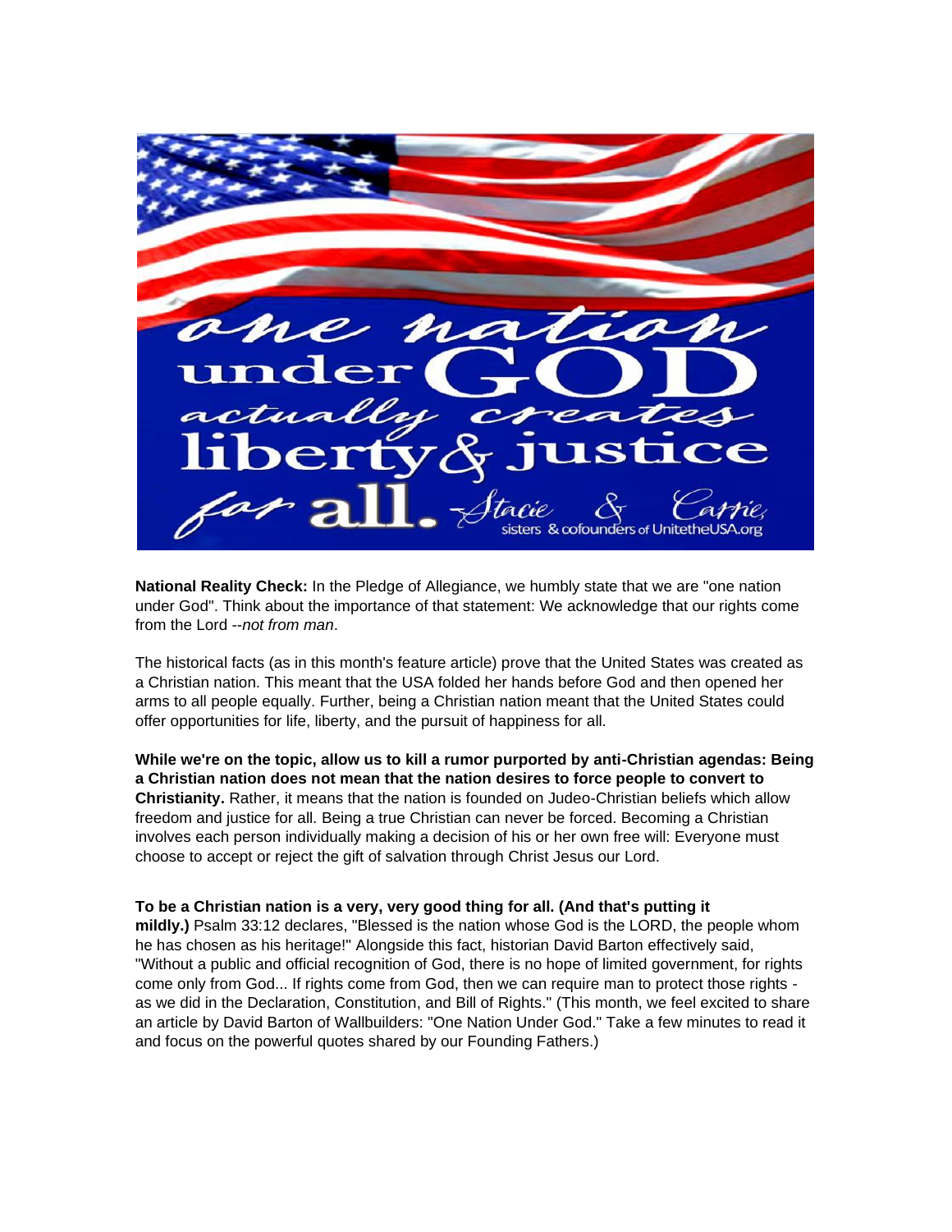**National Reality Check:** In the Pledge of Allegiance, we humbly state that we are "one nation under God". Think about the importance of that statement: We acknowledge that our rights come from the Lord --*not from man*.

The historical facts (as in this month's feature article) prove that the United States was created as a Christian nation. This meant that the USA folded her hands before God and then opened her arms to all people equally. Further, being a Christian nation meant that the United States could offer opportunities for life, liberty, and the pursuit of happiness for all.

**While we're on the topic, allow us to kill a rumor purported by anti-Christian agendas: Being a Christian nation does not mean that the nation desires to force people to convert to Christianity.** Rather, it means that the nation is founded on Judeo-Christian beliefs which allow freedom and justice for all. Being a true Christian can never be forced. Becoming a Christian involves each person individually making a decision of his or her own free will: Everyone must choose to accept or reject the gift of salvation through Christ Jesus our Lord.

**To be a Christian nation is a very, very good thing for all. (And that's putting it mildly.)** Psalm 33:12 declares, "Blessed is the nation whose God is the LORD, the people whom he has chosen as his heritage!" Alongside this fact, historian David Barton effectively said, "Without a public and official recognition of God, there is no hope of limited government, for rights come only from God... If rights come from God, then we can require man to protect those rights - as we did in the Declaration, Constitution, and Bill of Rights." (This month, we feel excited to share an article by David Barton of Wallbuilders: "One Nation Under God." Take a few minutes to read it and focus on the powerful quotes shared by our Founding Fathers.)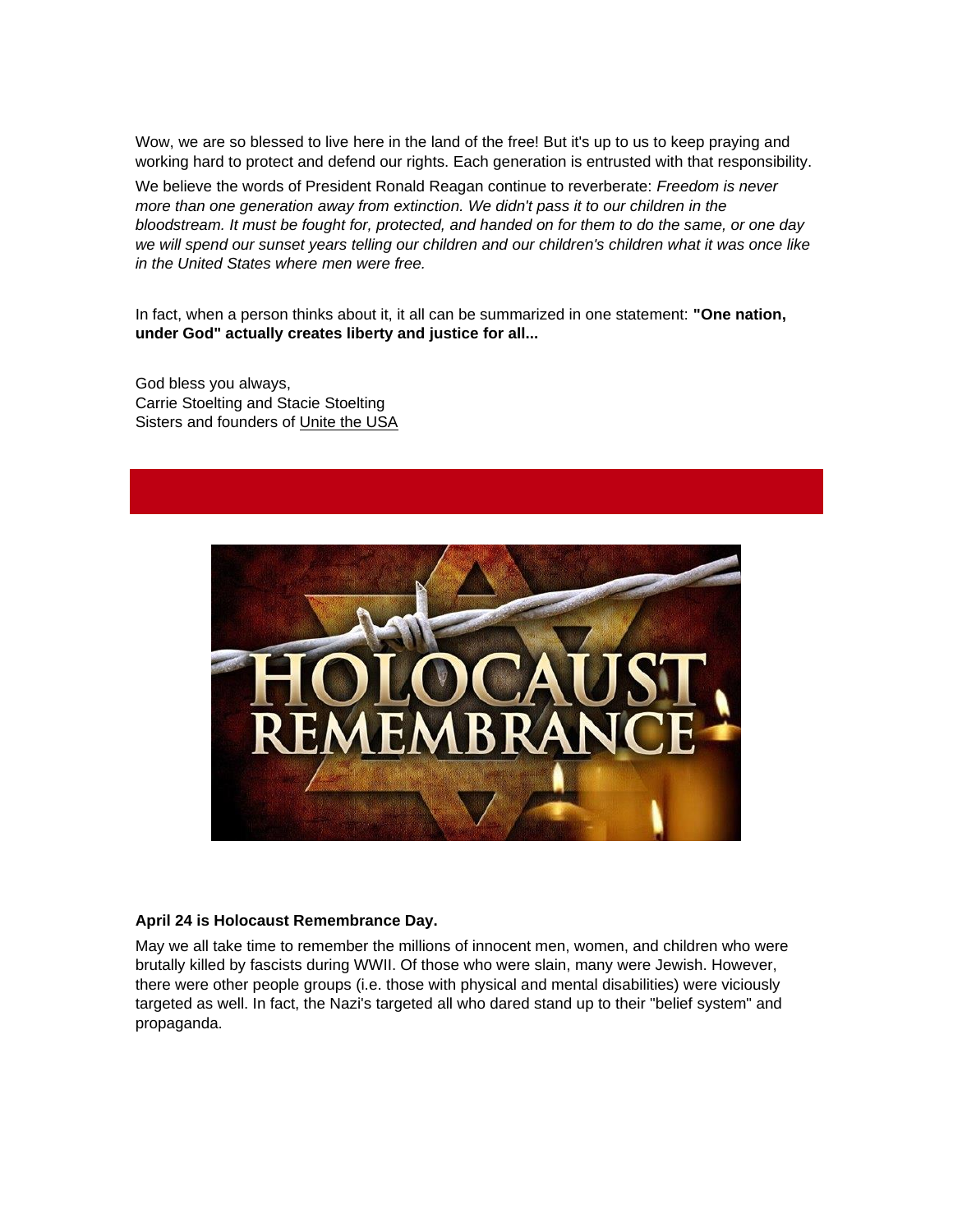Wow, we are so blessed to live here in the land of the free! But it's up to us to keep praying and working hard to protect and defend our rights. Each generation is entrusted with that responsibility.

We believe the words of President Ronald Reagan continue to reverberate: *Freedom is never more than one generation away from extinction. We didn't pass it to our children in the bloodstream. It must be fought for, protected, and handed on for them to do the same, or one day we will spend our sunset years telling our children and our children's children what it was once like in the United States where men were free.*

In fact, when a person thinks about it, it all can be summarized in one statement: **"One nation, under God" actually creates liberty and justice for all...**

God bless you always,
Carrie Stoelting and Stacie Stoelting
Sisters and founders of Unite the USA

**April 24 is Holocaust Remembrance Day.**

May we all take time to remember the millions of innocent men, women, and children who were brutally killed by fascists during WWII. Of those who were slain, many were Jewish. However, there were other people groups (i.e. those with physical and mental disabilities) were viciously targeted as well. In fact, the Nazi's targeted all who dared stand up to their "belief system" and propaganda.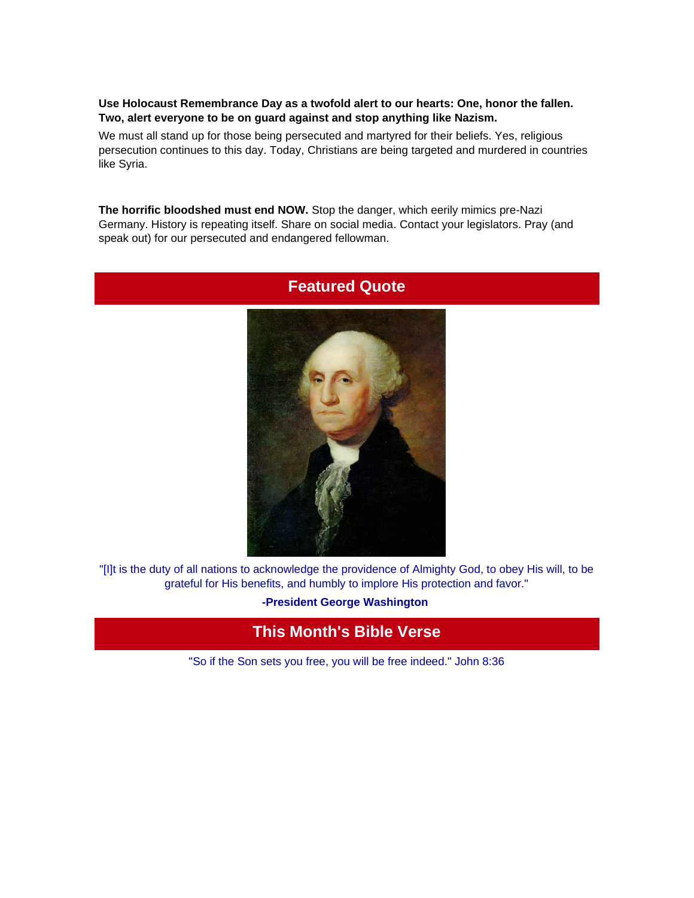**Use Holocaust Remembrance Day as a twofold alert to our hearts: One, honor the fallen. Two, alert everyone to be on guard against and stop anything like Nazism.**

We must all stand up for those being persecuted and martyred for their beliefs. Yes, religious persecution continues to this day. Today, Christians are being targeted and murdered in countries like Syria.

**The horrific bloodshed must end NOW.** Stop the danger, which eerily mimics pre-Nazi Germany. History is repeating itself. Share on social media. Contact your legislators. Pray (and speak out) for our persecuted and endangered fellowman.

## Featured Quote

"[I]t is the duty of all nations to acknowledge the providence of Almighty God, to obey His will, to be grateful for His benefits, and humbly to implore His protection and favor."

**-President George Washington**

## This Month's Bible Verse

"So if the Son sets you free, you will be free indeed." John 8:36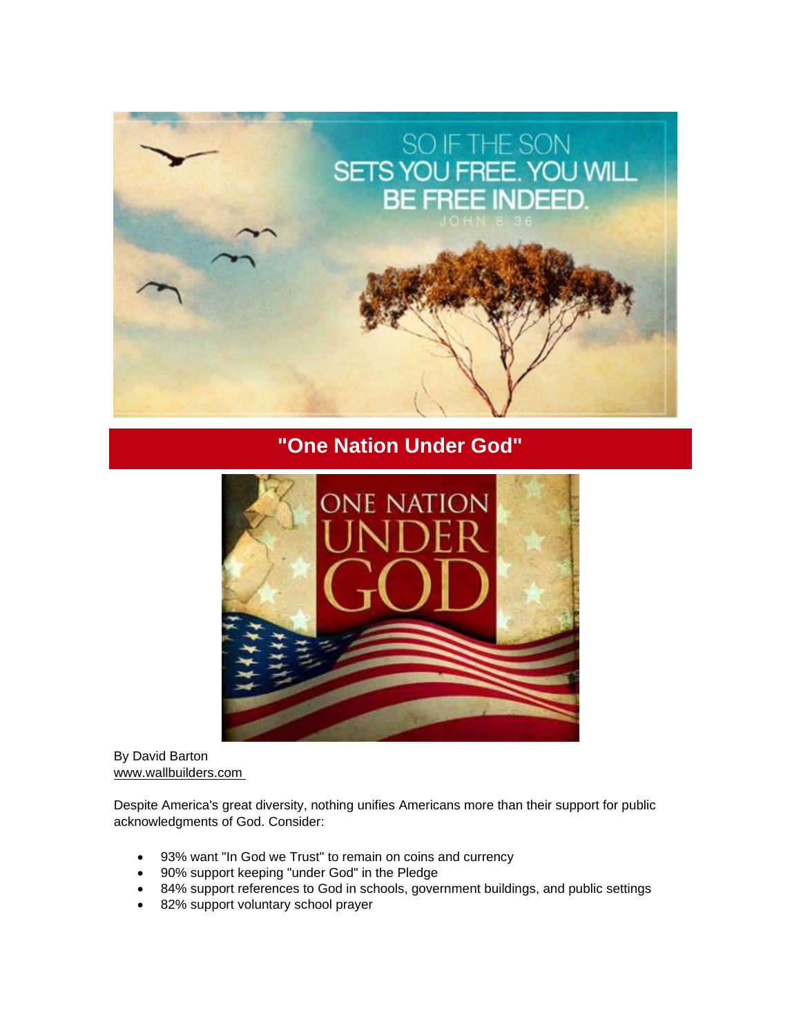## "One Nation Under God"

By David Barton
www.wallbuilders.com

Despite America's great diversity, nothing unifies Americans more than their support for public acknowledgments of God. Consider:

- 93% want "In God we Trust" to remain on coins and currency
- 90% support keeping "under God" in the Pledge
- 84% support references to God in schools, government buildings, and public settings
- 82% support voluntary school prayer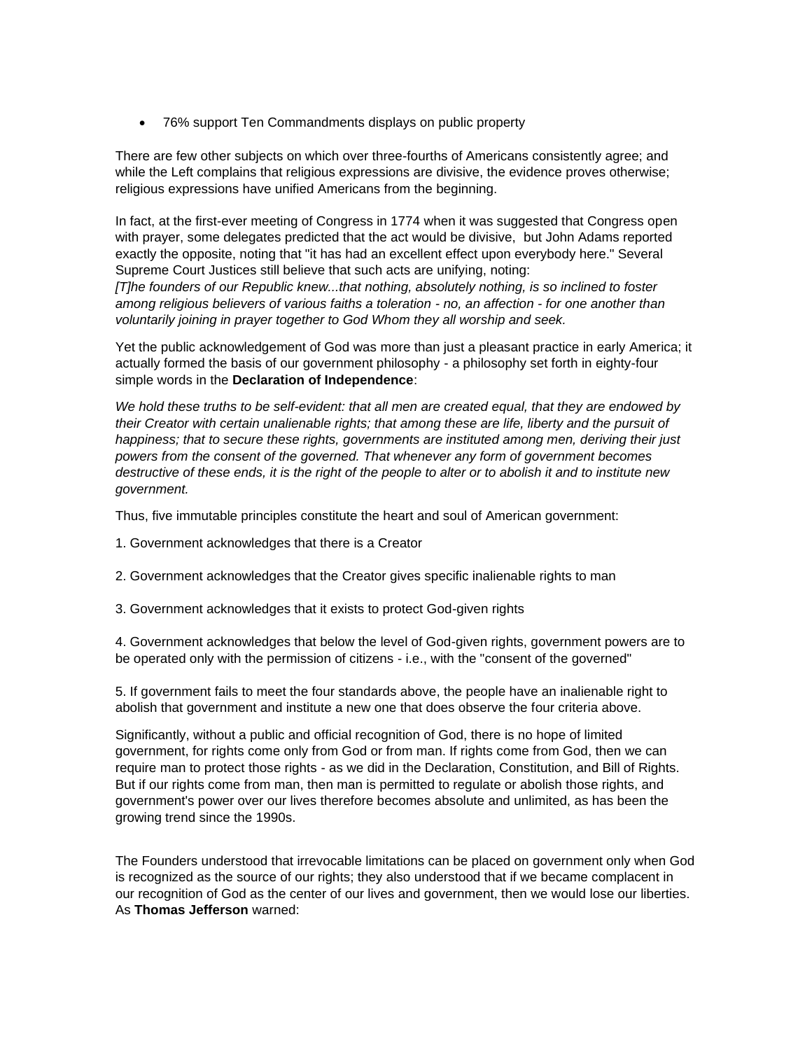- 76% support Ten Commandments displays on public property

There are few other subjects on which over three-fourths of Americans consistently agree; and while the Left complains that religious expressions are divisive, the evidence proves otherwise; religious expressions have unified Americans from the beginning.

In fact, at the first-ever meeting of Congress in 1774 when it was suggested that Congress open with prayer, some delegates predicted that the act would be divisive, but John Adams reported exactly the opposite, noting that "it has had an excellent effect upon everybody here." Several Supreme Court Justices still believe that such acts are unifying, noting:
*[T]he founders of our Republic knew...that nothing, absolutely nothing, is so inclined to foster among religious believers of various faiths a toleration - no, an affection - for one another than voluntarily joining in prayer together to God Whom they all worship and seek.*

Yet the public acknowledgement of God was more than just a pleasant practice in early America; it actually formed the basis of our government philosophy - a philosophy set forth in eighty-four simple words in the **Declaration of Independence**:

*We hold these truths to be self-evident: that all men are created equal, that they are endowed by their Creator with certain unalienable rights; that among these are life, liberty and the pursuit of happiness; that to secure these rights, governments are instituted among men, deriving their just powers from the consent of the governed. That whenever any form of government becomes destructive of these ends, it is the right of the people to alter or to abolish it and to institute new government.*

Thus, five immutable principles constitute the heart and soul of American government:

1. Government acknowledges that there is a Creator

2. Government acknowledges that the Creator gives specific inalienable rights to man

3. Government acknowledges that it exists to protect God-given rights

4. Government acknowledges that below the level of God-given rights, government powers are to be operated only with the permission of citizens - i.e., with the "consent of the governed"

5. If government fails to meet the four standards above, the people have an inalienable right to abolish that government and institute a new one that does observe the four criteria above.

Significantly, without a public and official recognition of God, there is no hope of limited government, for rights come only from God or from man. If rights come from God, then we can require man to protect those rights - as we did in the Declaration, Constitution, and Bill of Rights. But if our rights come from man, then man is permitted to regulate or abolish those rights, and government's power over our lives therefore becomes absolute and unlimited, as has been the growing trend since the 1990s.

The Founders understood that irrevocable limitations can be placed on government only when God is recognized as the source of our rights; they also understood that if we became complacent in our recognition of God as the center of our lives and government, then we would lose our liberties. As **Thomas Jefferson** warned: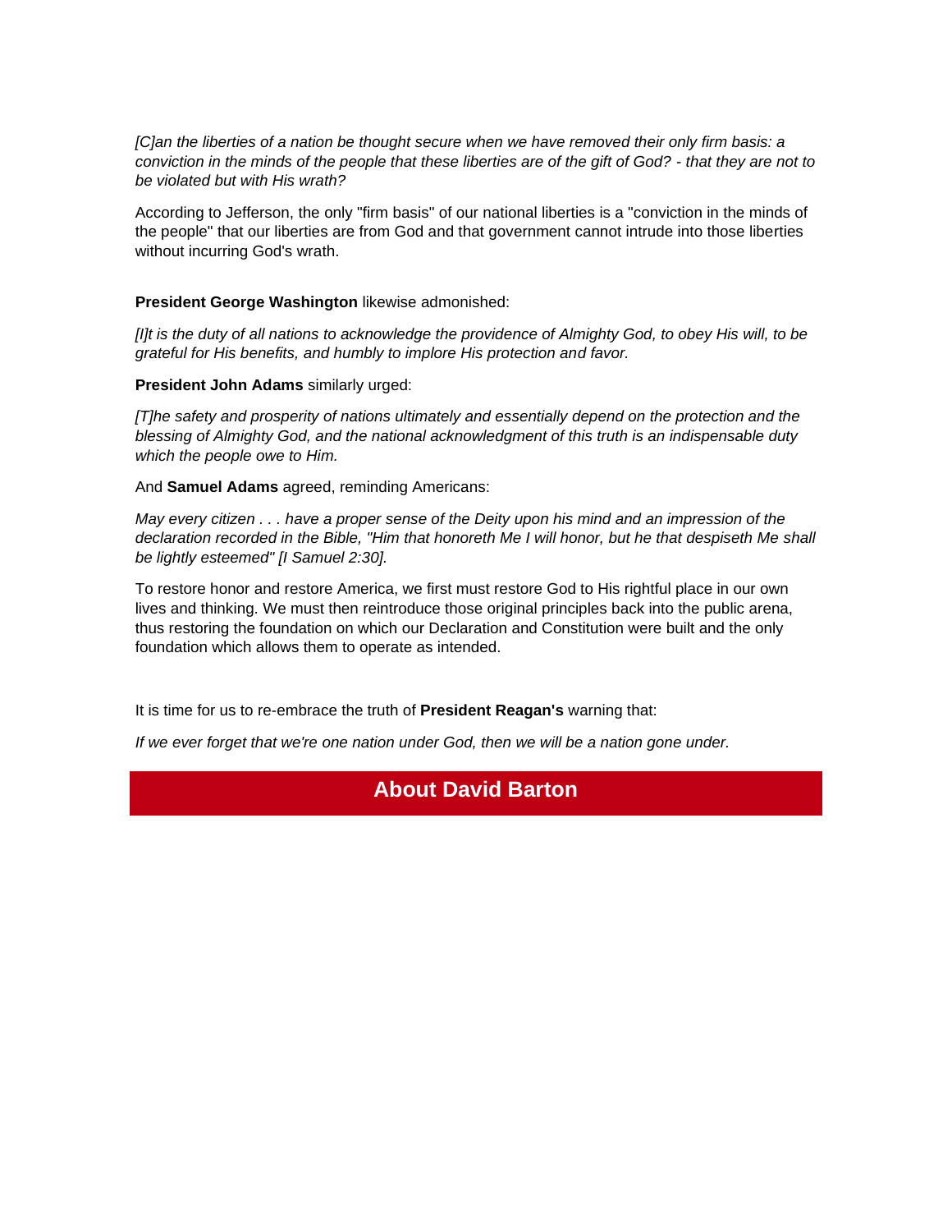*[C]an the liberties of a nation be thought secure when we have removed their only firm basis: a conviction in the minds of the people that these liberties are of the gift of God? - that they are not to be violated but with His wrath?*

According to Jefferson, the only "firm basis" of our national liberties is a "conviction in the minds of the people" that our liberties are from God and that government cannot intrude into those liberties without incurring God's wrath.

**President George Washington** likewise admonished:

*[I]t is the duty of all nations to acknowledge the providence of Almighty God, to obey His will, to be grateful for His benefits, and humbly to implore His protection and favor.*

**President John Adams** similarly urged:

*[T]he safety and prosperity of nations ultimately and essentially depend on the protection and the blessing of Almighty God, and the national acknowledgment of this truth is an indispensable duty which the people owe to Him.*

And **Samuel Adams** agreed, reminding Americans:

*May every citizen . . . have a proper sense of the Deity upon his mind and an impression of the declaration recorded in the Bible, "Him that honoreth Me I will honor, but he that despiseth Me shall be lightly esteemed" [I Samuel 2:30].*

To restore honor and restore America, we first must restore God to His rightful place in our own lives and thinking. We must then reintroduce those original principles back into the public arena, thus restoring the foundation on which our Declaration and Constitution were built and the only foundation which allows them to operate as intended.

It is time for us to re-embrace the truth of **President Reagan's** warning that:

*If we ever forget that we're one nation under God, then we will be a nation gone under.*

## About David Barton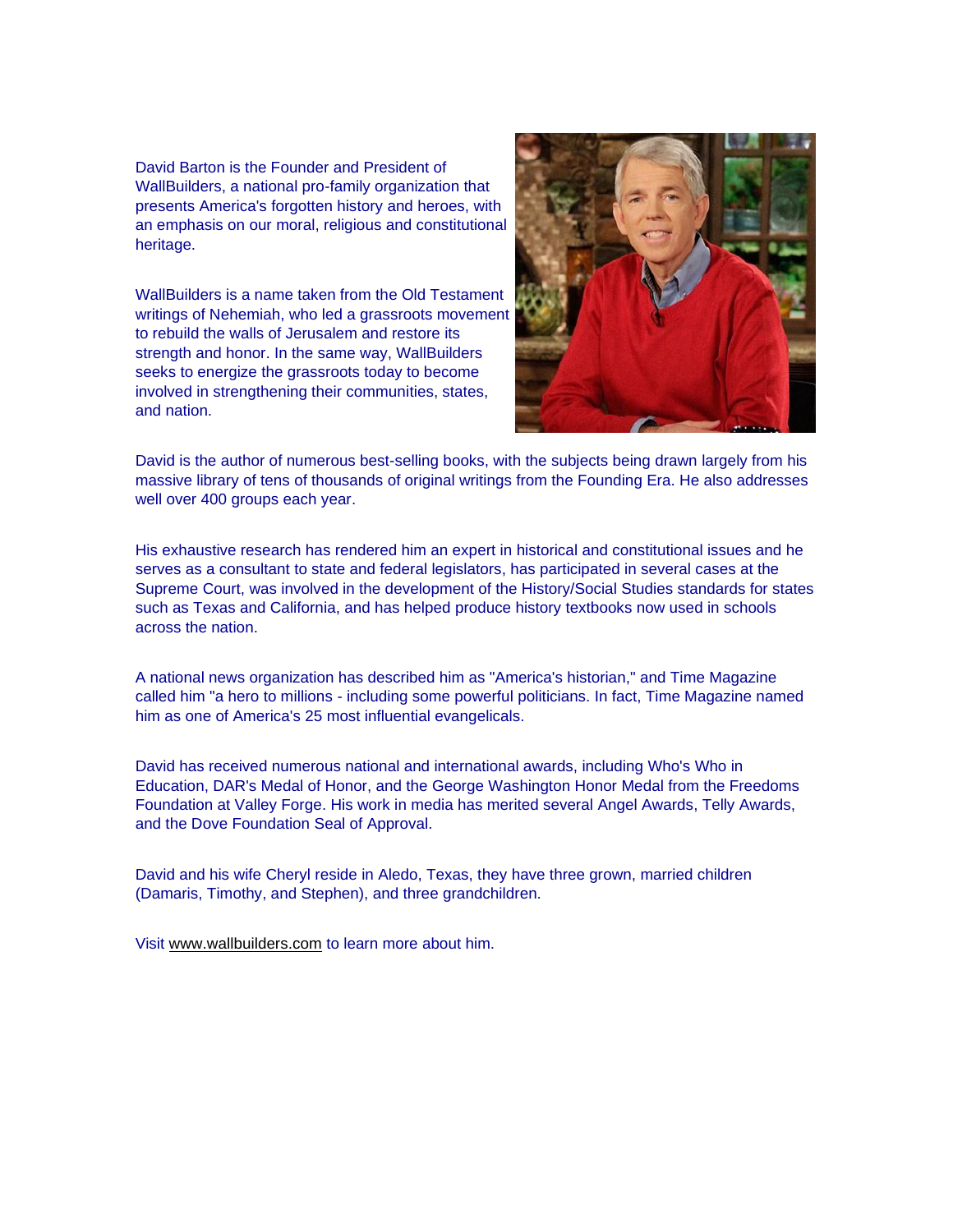David Barton is the Founder and President of WallBuilders, a national pro-family organization that presents America's forgotten history and heroes, with an emphasis on our moral, religious and constitutional heritage.

WallBuilders is a name taken from the Old Testament writings of Nehemiah, who led a grassroots movement to rebuild the walls of Jerusalem and restore its strength and honor. In the same way, WallBuilders seeks to energize the grassroots today to become involved in strengthening their communities, states, and nation.

David is the author of numerous best-selling books, with the subjects being drawn largely from his massive library of tens of thousands of original writings from the Founding Era. He also addresses well over 400 groups each year.

His exhaustive research has rendered him an expert in historical and constitutional issues and he serves as a consultant to state and federal legislators, has participated in several cases at the Supreme Court, was involved in the development of the History/Social Studies standards for states such as Texas and California, and has helped produce history textbooks now used in schools across the nation.

A national news organization has described him as "America's historian," and Time Magazine called him "a hero to millions - including some powerful politicians. In fact, Time Magazine named him as one of America's 25 most influential evangelicals.

David has received numerous national and international awards, including Who's Who in Education, DAR's Medal of Honor, and the George Washington Honor Medal from the Freedoms Foundation at Valley Forge. His work in media has merited several Angel Awards, Telly Awards, and the Dove Foundation Seal of Approval.

David and his wife Cheryl reside in Aledo, Texas, they have three grown, married children (Damaris, Timothy, and Stephen), and three grandchildren.

Visit www.wallbuilders.com to learn more about him.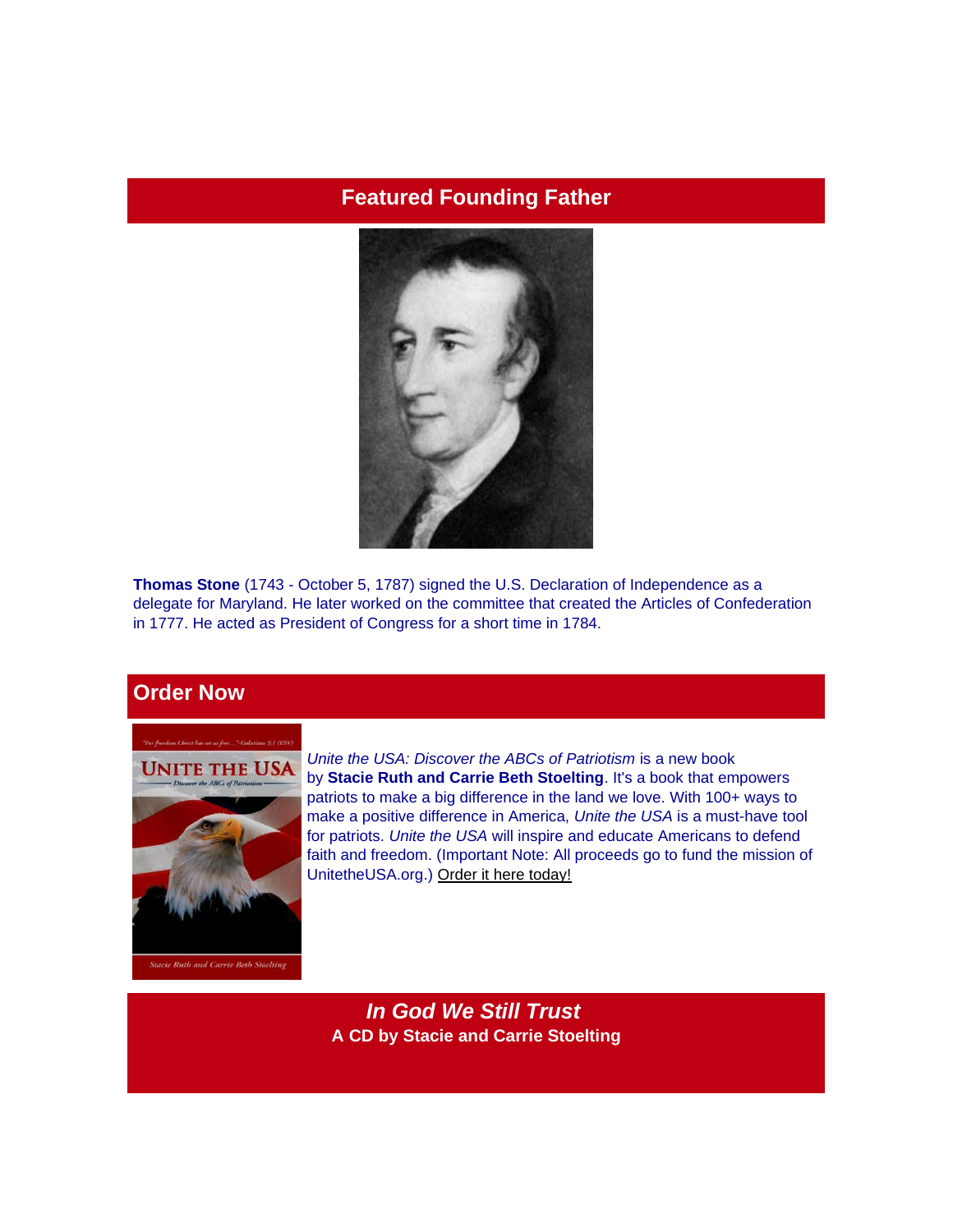## Featured Founding Father

**Thomas Stone** (1743 - October 5, 1787) signed the U.S. Declaration of Independence as a delegate for Maryland. He later worked on the committee that created the Articles of Confederation in 1777. He acted as President of Congress for a short time in 1784.

## Order Now

*Unite the USA: Discover the ABCs of Patriotism* is a new book by **Stacie Ruth and Carrie Beth Stoelting**. It's a book that empowers patriots to make a big difference in the land we love. With 100+ ways to make a positive difference in America, *Unite the USA* is a must-have tool for patriots. *Unite the USA* will inspire and educate Americans to defend faith and freedom. (Important Note: All proceeds go to fund the mission of UnitetheUSA.org.) Order it here today!

### *In God We Still Trust*

**A CD by Stacie and Carrie Stoelting**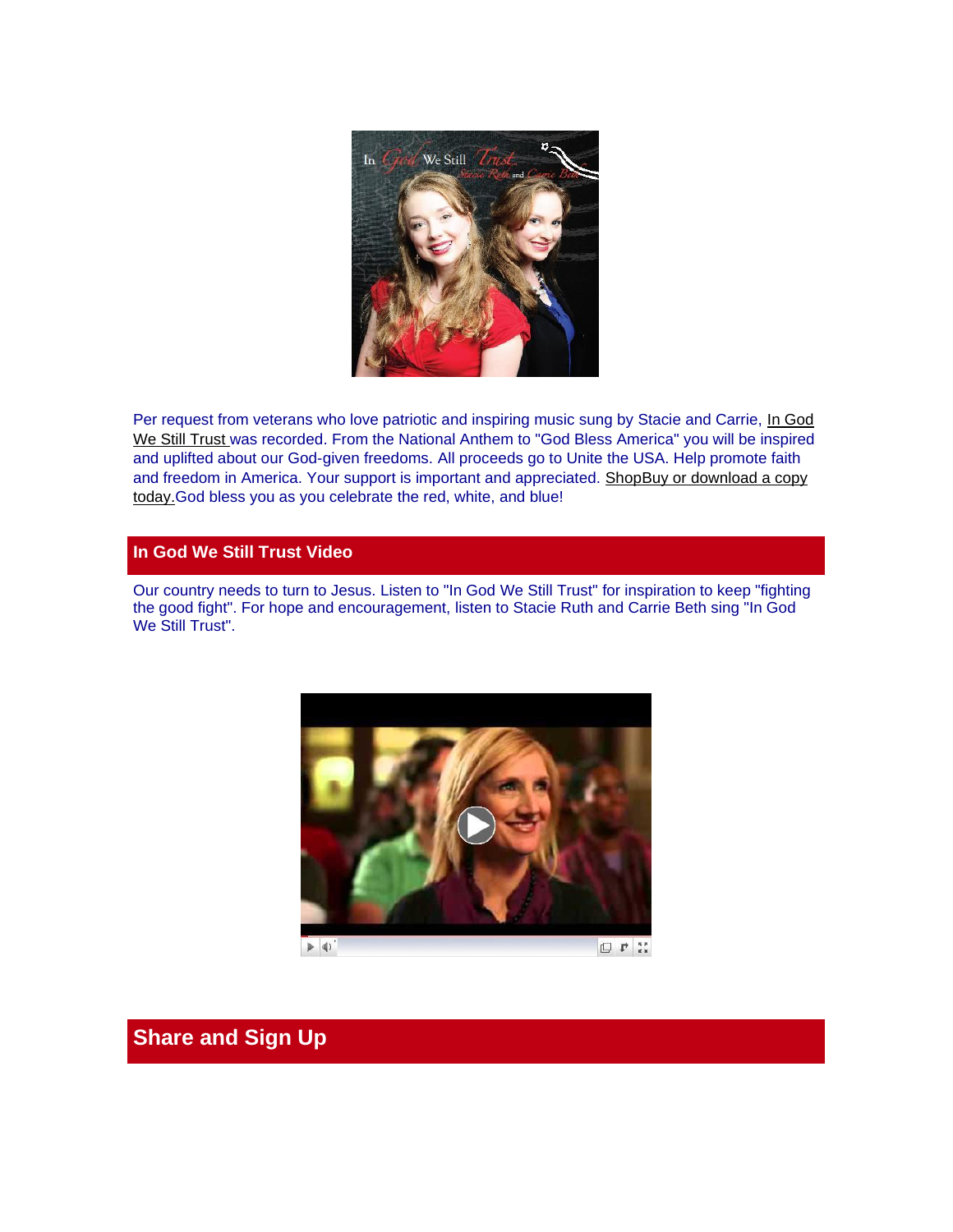Per request from veterans who love patriotic and inspiring music sung by Stacie and Carrie, In God We Still Trust was recorded. From the National Anthem to "God Bless America" you will be inspired and uplifted about our God-given freedoms. All proceeds go to Unite the USA. Help promote faith and freedom in America. Your support is important and appreciated. ShopBuy or download a copy today.God bless you as you celebrate the red, white, and blue!

## In God We Still Trust Video

Our country needs to turn to Jesus. Listen to "In God We Still Trust" for inspiration to keep "fighting the good fight". For hope and encouragement, listen to Stacie Ruth and Carrie Beth sing "In God We Still Trust".

## Share and Sign Up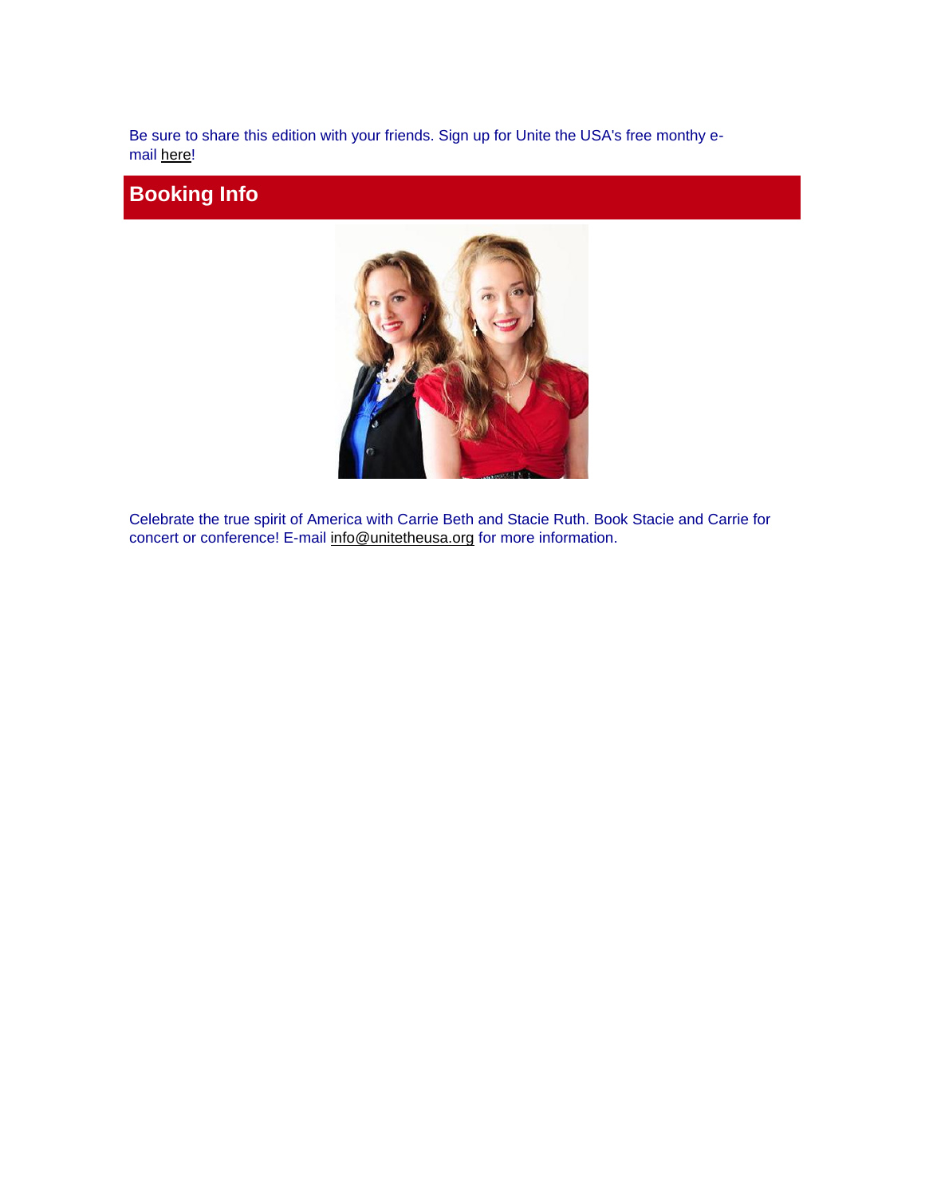Be sure to share this edition with your friends. Sign up for Unite the USA's free monthy e-mail here!

## Booking Info

Celebrate the true spirit of America with Carrie Beth and Stacie Ruth. Book Stacie and Carrie for concert or conference! E-mail info@unitetheusa.org for more information.